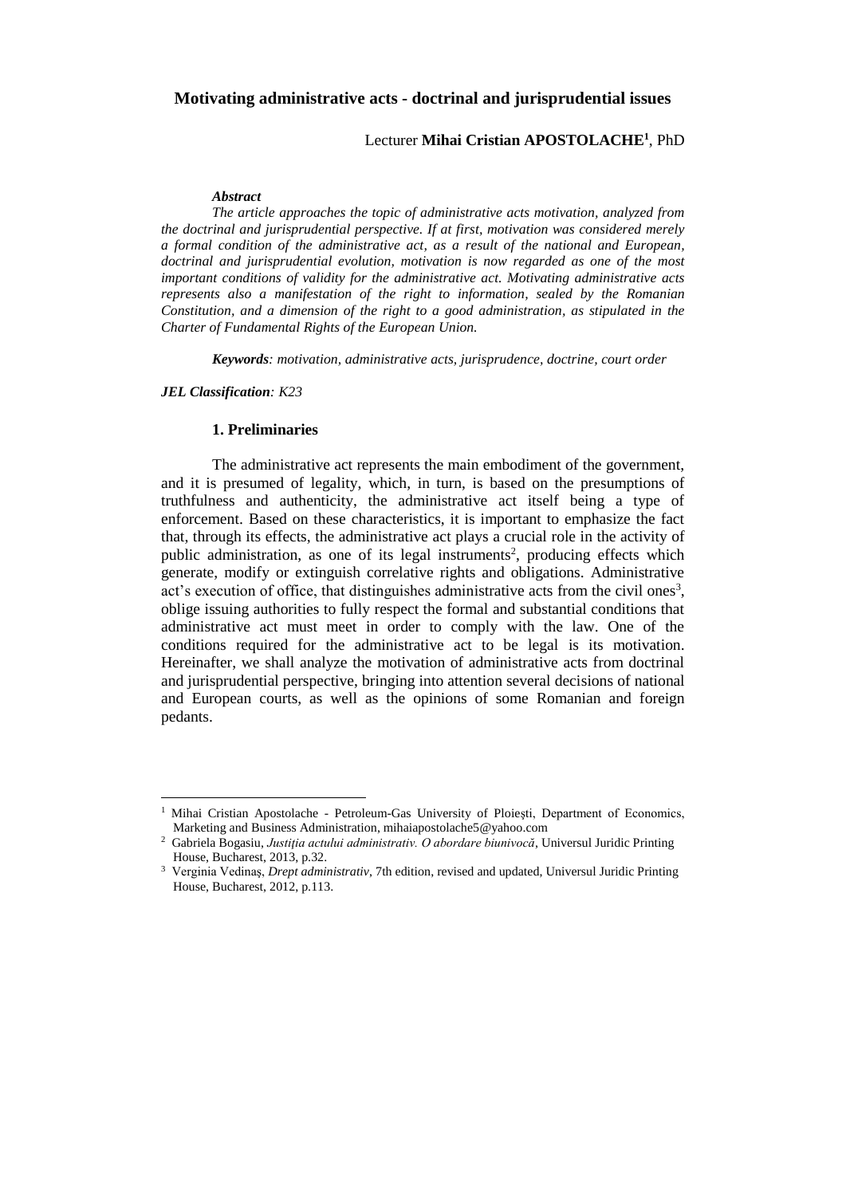# Motivating administrative acts - doctrinal and jurisprudential issues

Lecturer **Mihai Cristian APOSTOLACHE**[1], PhD

***Abstract***

*The article approaches the topic of administrative acts motivation, analyzed from the doctrinal and jurisprudential perspective. If at first, motivation was considered merely a formal condition of the administrative act, as a result of the national and European, doctrinal and jurisprudential evolution, motivation is now regarded as one of the most important conditions of validity for the administrative act. Motivating administrative acts represents also a manifestation of the right to information, sealed by the Romanian Constitution, and a dimension of the right to a good administration, as stipulated in the Charter of Fundamental Rights of the European Union.*

***Keywords****: motivation, administrative acts, jurisprudence, doctrine, court order*

***JEL Classification****: K23*

## 1. Preliminaries

The administrative act represents the main embodiment of the government, and it is presumed of legality, which, in turn, is based on the presumptions of truthfulness and authenticity, the administrative act itself being a type of enforcement. Based on these characteristics, it is important to emphasize the fact that, through its effects, the administrative act plays a crucial role in the activity of public administration, as one of its legal instruments[2], producing effects which generate, modify or extinguish correlative rights and obligations. Administrative act's execution of office, that distinguishes administrative acts from the civil ones[3], oblige issuing authorities to fully respect the formal and substantial conditions that administrative act must meet in order to comply with the law. One of the conditions required for the administrative act to be legal is its motivation. Hereinafter, we shall analyze the motivation of administrative acts from doctrinal and jurisprudential perspective, bringing into attention several decisions of national and European courts, as well as the opinions of some Romanian and foreign pedants.

---

[1] Mihai Cristian Apostolache - Petroleum-Gas University of Ploieşti, Department of Economics, Marketing and Business Administration, mihaiapostolache5@yahoo.com

[2] Gabriela Bogasiu, *Justiţia actului administrativ. O abordare biunivocă*, Universul Juridic Printing House, Bucharest, 2013, p.32.

[3] Verginia Vedinaş, *Drept administrativ*, 7th edition, revised and updated, Universul Juridic Printing House, Bucharest, 2012, p.113.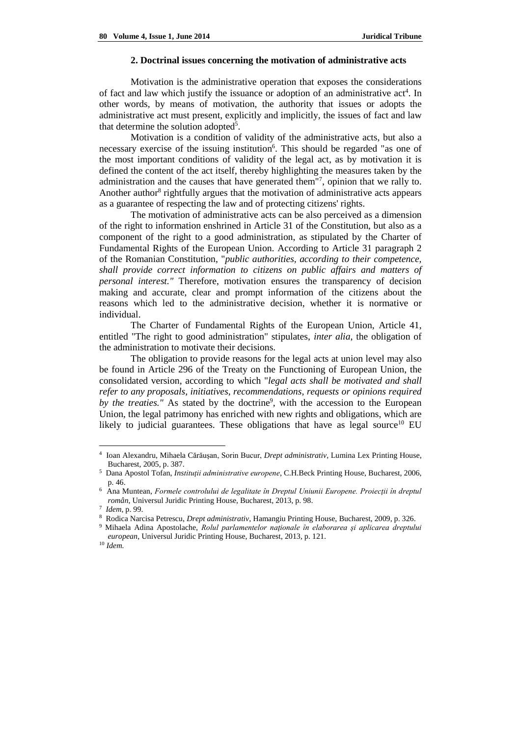### 2. Doctrinal issues concerning the motivation of administrative acts

Motivation is the administrative operation that exposes the considerations of fact and law which justify the issuance or adoption of an administrative act[4]. In other words, by means of motivation, the authority that issues or adopts the administrative act must present, explicitly and implicitly, the issues of fact and law that determine the solution adopted[5].

Motivation is a condition of validity of the administrative acts, but also a necessary exercise of the issuing institution[6]. This should be regarded "as one of the most important conditions of validity of the legal act, as by motivation it is defined the content of the act itself, thereby highlighting the measures taken by the administration and the causes that have generated them"[7], opinion that we rally to. Another author[8] rightfully argues that the motivation of administrative acts appears as a guarantee of respecting the law and of protecting citizens' rights.

The motivation of administrative acts can be also perceived as a dimension of the right to information enshrined in Article 31 of the Constitution, but also as a component of the right to a good administration, as stipulated by the Charter of Fundamental Rights of the European Union. According to Article 31 paragraph 2 of the Romanian Constitution, "*public authorities, according to their competence, shall provide correct information to citizens on public affairs and matters of personal interest."* Therefore, motivation ensures the transparency of decision making and accurate, clear and prompt information of the citizens about the reasons which led to the administrative decision, whether it is normative or individual.

The Charter of Fundamental Rights of the European Union, Article 41, entitled "The right to good administration" stipulates, *inter alia*, the obligation of the administration to motivate their decisions.

The obligation to provide reasons for the legal acts at union level may also be found in Article 296 of the Treaty on the Functioning of European Union, the consolidated version, according to which "*legal acts shall be motivated and shall refer to any proposals, initiatives, recommendations, requests or opinions required by the treaties."* As stated by the doctrine[9], with the accession to the European Union, the legal patrimony has enriched with new rights and obligations, which are likely to judicial guarantees. These obligations that have as legal source[10] EU

---

[4] Ioan Alexandru, Mihaela Cărăuşan, Sorin Bucur, *Drept administrativ*, Lumina Lex Printing House, Bucharest, 2005, p. 387.

[5] Dana Apostol Tofan, *Instituţii administrative europene*, C.H.Beck Printing House, Bucharest, 2006, p. 46.

[6] Ana Muntean, *Formele controlului de legalitate în Dreptul Uniunii Europene. Proiecţii în dreptul român*, Universul Juridic Printing House, Bucharest, 2013, p. 98.

[7] *Idem*, p. 99.

[8] Rodica Narcisa Petrescu, *Drept administrativ*, Hamangiu Printing House, Bucharest, 2009, p. 326.

[9] Mihaela Adina Apostolache, *Rolul parlamentelor naţionale în elaborarea şi aplicarea dreptului european*, Universul Juridic Printing House, Bucharest, 2013, p. 121.

[10] *Idem.*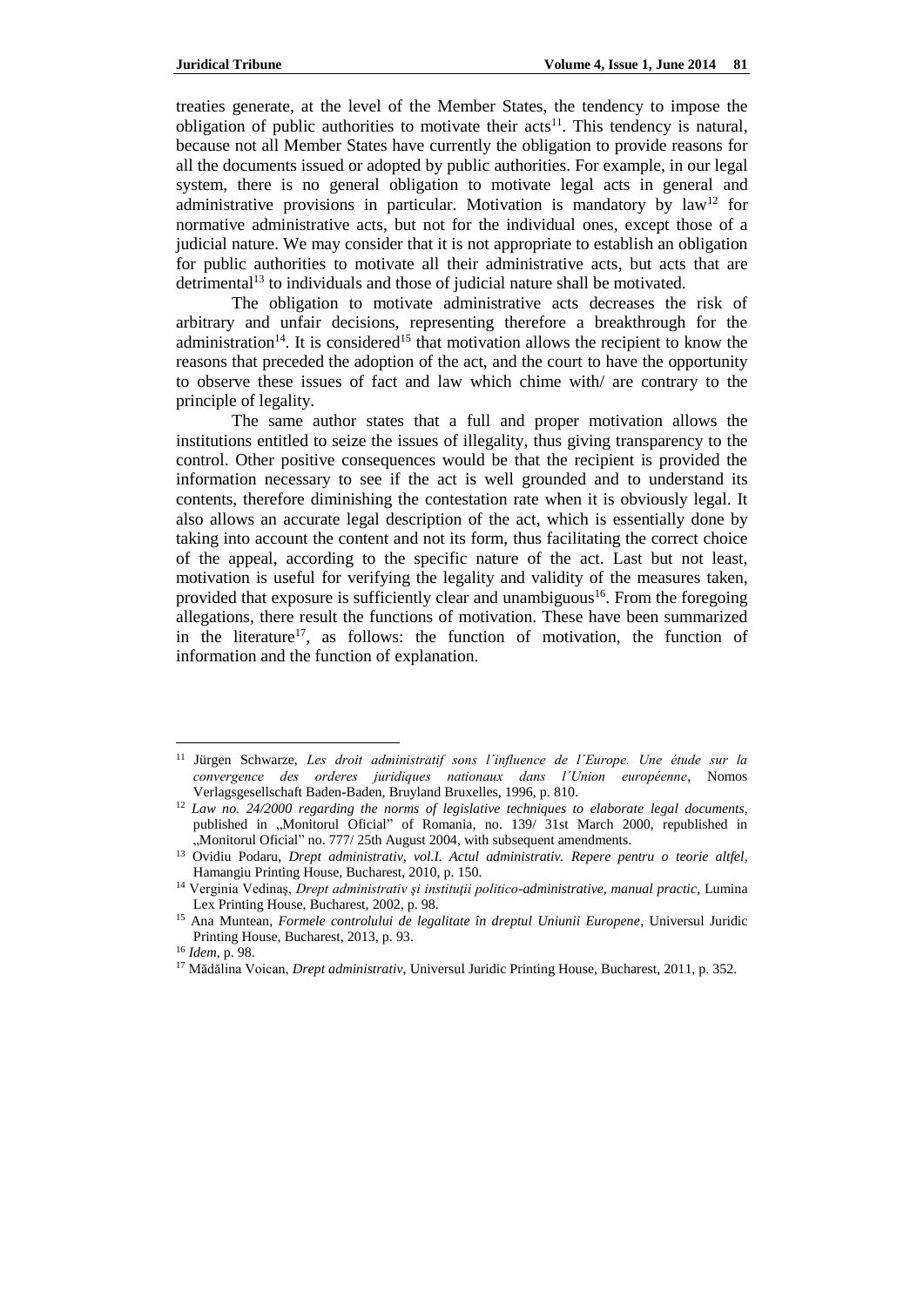treaties generate, at the level of the Member States, the tendency to impose the obligation of public authorities to motivate their acts[11]. This tendency is natural, because not all Member States have currently the obligation to provide reasons for all the documents issued or adopted by public authorities. For example, in our legal system, there is no general obligation to motivate legal acts in general and administrative provisions in particular. Motivation is mandatory by law[12] for normative administrative acts, but not for the individual ones, except those of a judicial nature. We may consider that it is not appropriate to establish an obligation for public authorities to motivate all their administrative acts, but acts that are detrimental[13] to individuals and those of judicial nature shall be motivated.

The obligation to motivate administrative acts decreases the risk of arbitrary and unfair decisions, representing therefore a breakthrough for the administration[14]. It is considered[15] that motivation allows the recipient to know the reasons that preceded the adoption of the act, and the court to have the opportunity to observe these issues of fact and law which chime with/ are contrary to the principle of legality.

The same author states that a full and proper motivation allows the institutions entitled to seize the issues of illegality, thus giving transparency to the control. Other positive consequences would be that the recipient is provided the information necessary to see if the act is well grounded and to understand its contents, therefore diminishing the contestation rate when it is obviously legal. It also allows an accurate legal description of the act, which is essentially done by taking into account the content and not its form, thus facilitating the correct choice of the appeal, according to the specific nature of the act. Last but not least, motivation is useful for verifying the legality and validity of the measures taken, provided that exposure is sufficiently clear and unambiguous[16]. From the foregoing allegations, there result the functions of motivation. These have been summarized in the literature[17], as follows: the function of motivation, the function of information and the function of explanation.

---

[11] Jürgen Schwarze, *Les droit administratif sons l´influence de l´Europe. Une étude sur la convergence des orderes juridiques nationaux dans l´Union européenne*, Nomos Verlagsgesellschaft Baden-Baden, Bruyland Bruxelles, 1996, p. 810.

[12] *Law no. 24/2000 regarding the norms of legislative techniques to elaborate legal documents*, published in „Monitorul Oficial" of Romania, no. 139/ 31st March 2000, republished in „Monitorul Oficial" no. 777/ 25th August 2004, with subsequent amendments.

[13] Ovidiu Podaru, *Drept administrativ, vol.I. Actul administrativ. Repere pentru o teorie altfel*, Hamangiu Printing House, Bucharest, 2010, p. 150.

[14] Verginia Vedinaş, *Drept administrativ şi instituţii politico-administrative, manual practic*, Lumina Lex Printing House, Bucharest, 2002, p. 98.

[15] Ana Muntean, *Formele controlului de legalitate în dreptul Uniunii Europene*, Universul Juridic Printing House, Bucharest, 2013, p. 93.

[16] *Idem*, p. 98.

[17] Mădălina Voican, *Drept administrativ*, Universul Juridic Printing House, Bucharest, 2011, p. 352.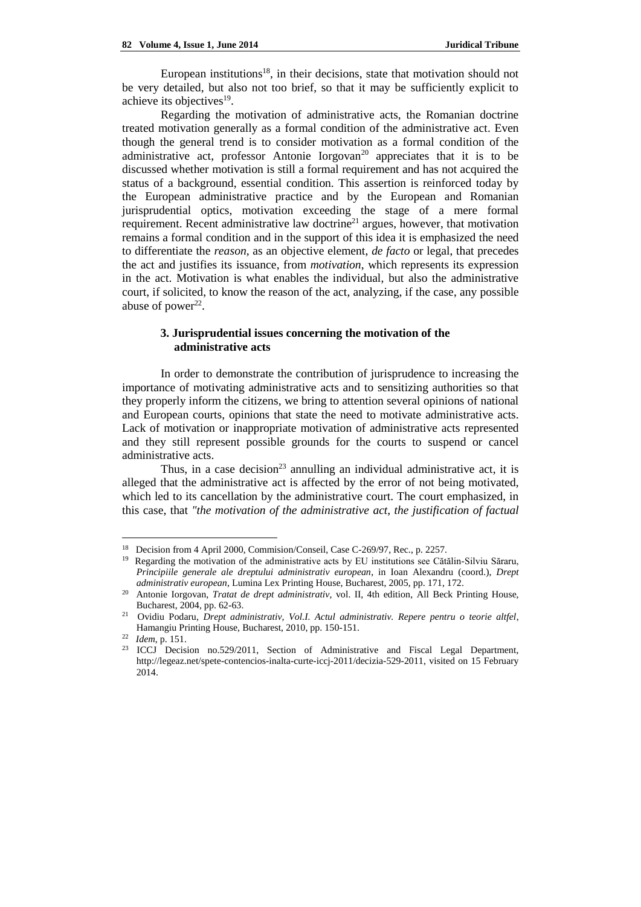European institutions[18], in their decisions, state that motivation should not be very detailed, but also not too brief, so that it may be sufficiently explicit to achieve its objectives[19].

Regarding the motivation of administrative acts, the Romanian doctrine treated motivation generally as a formal condition of the administrative act. Even though the general trend is to consider motivation as a formal condition of the administrative act, professor Antonie Iorgovan[20] appreciates that it is to be discussed whether motivation is still a formal requirement and has not acquired the status of a background, essential condition. This assertion is reinforced today by the European administrative practice and by the European and Romanian jurisprudential optics, motivation exceeding the stage of a mere formal requirement. Recent administrative law doctrine[21] argues, however, that motivation remains a formal condition and in the support of this idea it is emphasized the need to differentiate the *reason*, as an objective element, *de facto* or legal, that precedes the act and justifies its issuance, from *motivation*, which represents its expression in the act. Motivation is what enables the individual, but also the administrative court, if solicited, to know the reason of the act, analyzing, if the case, any possible abuse of power[22].

### 3. Jurisprudential issues concerning the motivation of the administrative acts

In order to demonstrate the contribution of jurisprudence to increasing the importance of motivating administrative acts and to sensitizing authorities so that they properly inform the citizens, we bring to attention several opinions of national and European courts, opinions that state the need to motivate administrative acts. Lack of motivation or inappropriate motivation of administrative acts represented and they still represent possible grounds for the courts to suspend or cancel administrative acts.

Thus, in a case decision[23] annulling an individual administrative act, it is alleged that the administrative act is affected by the error of not being motivated, which led to its cancellation by the administrative court. The court emphasized, in this case, that *"the motivation of the administrative act, the justification of factual*

---

[18] Decision from 4 April 2000, Commision/Conseil, Case C-269/97, Rec., p. 2257.

[19] Regarding the motivation of the administrative acts by EU institutions see Cătălin-Silviu Săraru, *Principiile generale ale dreptului administrativ european*, in Ioan Alexandru (coord.), *Drept administrativ european*, Lumina Lex Printing House, Bucharest, 2005, pp. 171, 172.

[20] Antonie Iorgovan, *Tratat de drept administrativ*, vol. II, 4th edition, All Beck Printing House, Bucharest, 2004, pp. 62-63.

[21] Ovidiu Podaru, *Drept administrativ, Vol.I. Actul administrativ. Repere pentru o teorie altfel*, Hamangiu Printing House, Bucharest, 2010, pp. 150-151.

[22] *Idem*, p. 151.

[23] ICCJ Decision no.529/2011, Section of Administrative and Fiscal Legal Department, http://legeaz.net/spete-contencios-inalta-curte-iccj-2011/decizia-529-2011, visited on 15 February 2014.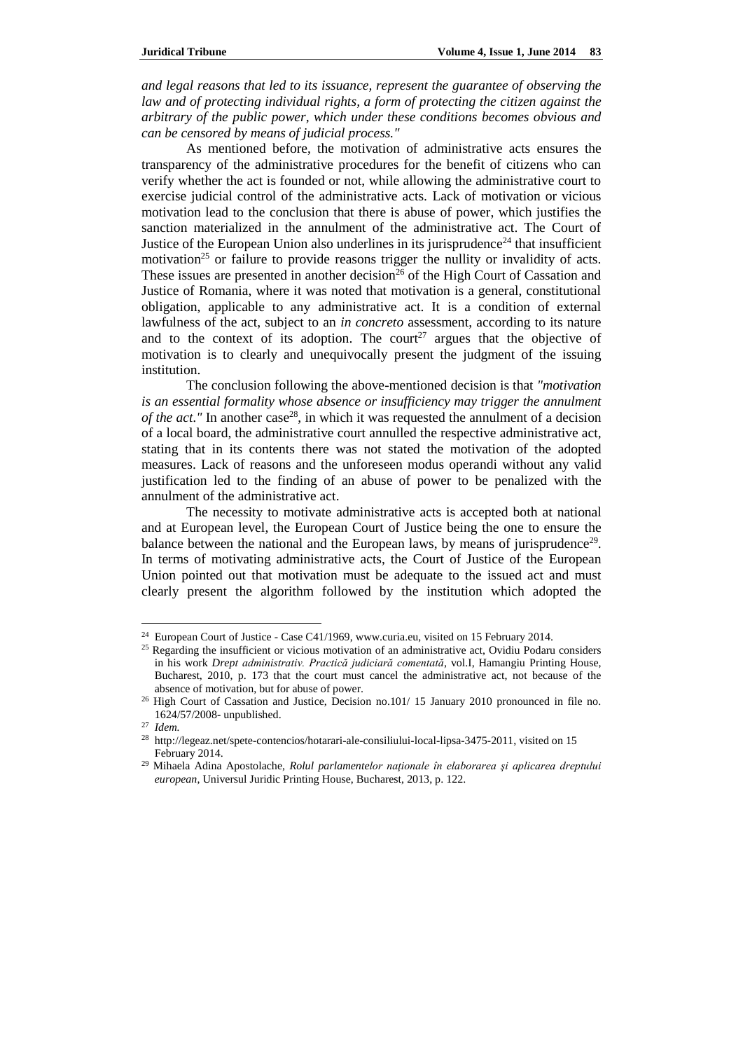*and legal reasons that led to its issuance, represent the guarantee of observing the law and of protecting individual rights, a form of protecting the citizen against the arbitrary of the public power, which under these conditions becomes obvious and can be censored by means of judicial process."*

As mentioned before, the motivation of administrative acts ensures the transparency of the administrative procedures for the benefit of citizens who can verify whether the act is founded or not, while allowing the administrative court to exercise judicial control of the administrative acts. Lack of motivation or vicious motivation lead to the conclusion that there is abuse of power, which justifies the sanction materialized in the annulment of the administrative act. The Court of Justice of the European Union also underlines in its jurisprudence[24] that insufficient motivation[25] or failure to provide reasons trigger the nullity or invalidity of acts. These issues are presented in another decision[26] of the High Court of Cassation and Justice of Romania, where it was noted that motivation is a general, constitutional obligation, applicable to any administrative act. It is a condition of external lawfulness of the act, subject to an *in concreto* assessment, according to its nature and to the context of its adoption. The court[27] argues that the objective of motivation is to clearly and unequivocally present the judgment of the issuing institution.

The conclusion following the above-mentioned decision is that *"motivation is an essential formality whose absence or insufficiency may trigger the annulment of the act."* In another case[28], in which it was requested the annulment of a decision of a local board, the administrative court annulled the respective administrative act, stating that in its contents there was not stated the motivation of the adopted measures. Lack of reasons and the unforeseen modus operandi without any valid justification led to the finding of an abuse of power to be penalized with the annulment of the administrative act.

The necessity to motivate administrative acts is accepted both at national and at European level, the European Court of Justice being the one to ensure the balance between the national and the European laws, by means of jurisprudence[29]. In terms of motivating administrative acts, the Court of Justice of the European Union pointed out that motivation must be adequate to the issued act and must clearly present the algorithm followed by the institution which adopted the

---

[24] European Court of Justice - Case C41/1969, www.curia.eu, visited on 15 February 2014.

[25] Regarding the insufficient or vicious motivation of an administrative act, Ovidiu Podaru considers in his work *Drept administrativ. Practică judiciară comentată*, vol.I, Hamangiu Printing House, Bucharest, 2010, p. 173 that the court must cancel the administrative act, not because of the absence of motivation, but for abuse of power.

[26] High Court of Cassation and Justice, Decision no.101/ 15 January 2010 pronounced in file no. 1624/57/2008- unpublished.

[27] *Idem.*

[28] http://legeaz.net/spete-contencios/hotarari-ale-consiliului-local-lipsa-3475-2011, visited on 15 February 2014.

[29] Mihaela Adina Apostolache, *Rolul parlamentelor naționale în elaborarea și aplicarea dreptului european*, Universul Juridic Printing House, Bucharest, 2013, p. 122.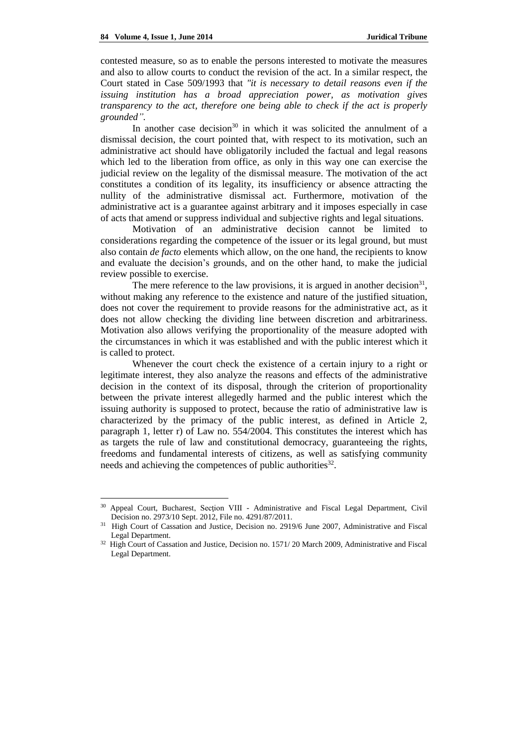contested measure, so as to enable the persons interested to motivate the measures and also to allow courts to conduct the revision of the act. In a similar respect, the Court stated in Case 509/1993 that *"it is necessary to detail reasons even if the issuing institution has a broad appreciation power, as motivation gives transparency to the act, therefore one being able to check if the act is properly grounded".*

In another case decision[30] in which it was solicited the annulment of a dismissal decision, the court pointed that, with respect to its motivation, such an administrative act should have obligatorily included the factual and legal reasons which led to the liberation from office, as only in this way one can exercise the judicial review on the legality of the dismissal measure. The motivation of the act constitutes a condition of its legality, its insufficiency or absence attracting the nullity of the administrative dismissal act. Furthermore, motivation of the administrative act is a guarantee against arbitrary and it imposes especially in case of acts that amend or suppress individual and subjective rights and legal situations.

Motivation of an administrative decision cannot be limited to considerations regarding the competence of the issuer or its legal ground, but must also contain *de facto* elements which allow, on the one hand, the recipients to know and evaluate the decision's grounds, and on the other hand, to make the judicial review possible to exercise.

The mere reference to the law provisions, it is argued in another decision[31], without making any reference to the existence and nature of the justified situation, does not cover the requirement to provide reasons for the administrative act, as it does not allow checking the dividing line between discretion and arbitrariness. Motivation also allows verifying the proportionality of the measure adopted with the circumstances in which it was established and with the public interest which it is called to protect.

Whenever the court check the existence of a certain injury to a right or legitimate interest, they also analyze the reasons and effects of the administrative decision in the context of its disposal, through the criterion of proportionality between the private interest allegedly harmed and the public interest which the issuing authority is supposed to protect, because the ratio of administrative law is characterized by the primacy of the public interest, as defined in Article 2, paragraph 1, letter r) of Law no. 554/2004. This constitutes the interest which has as targets the rule of law and constitutional democracy, guaranteeing the rights, freedoms and fundamental interests of citizens, as well as satisfying community needs and achieving the competences of public authorities[32].

---

[30] Appeal Court, Bucharest, Secțion VIII - Administrative and Fiscal Legal Department, Civil Decision no. 2973/10 Sept. 2012, File no. 4291/87/2011.

[31] High Court of Cassation and Justice, Decision no. 2919/6 June 2007, Administrative and Fiscal Legal Department.

[32] High Court of Cassation and Justice, Decision no. 1571/ 20 March 2009, Administrative and Fiscal Legal Department.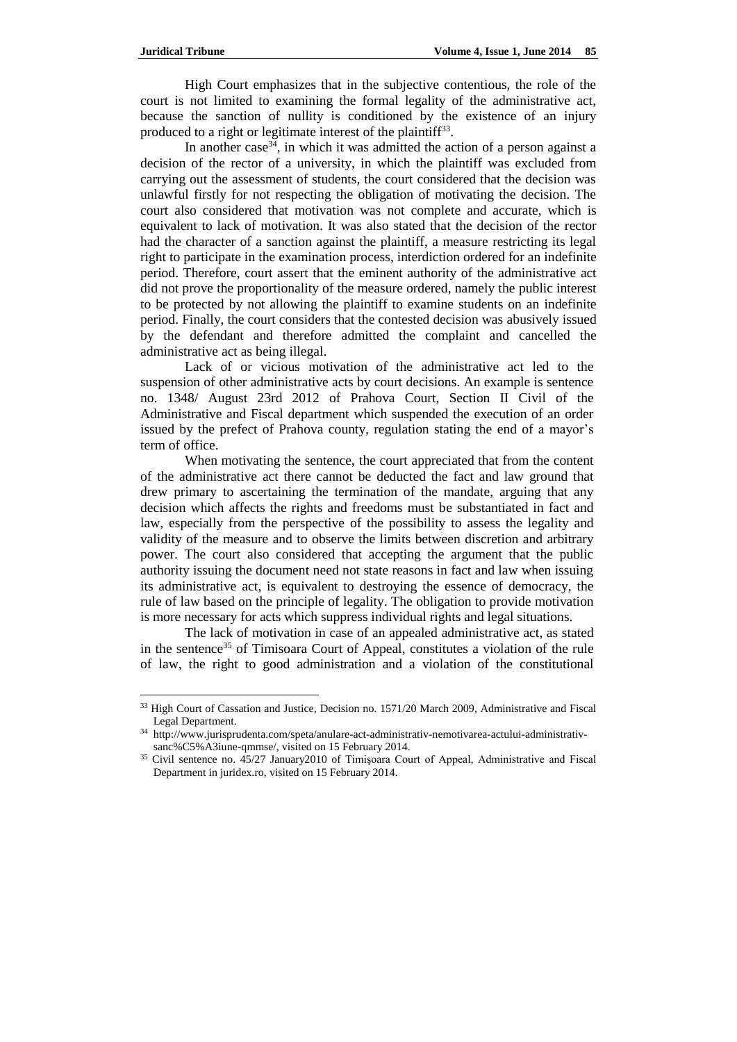High Court emphasizes that in the subjective contentious, the role of the court is not limited to examining the formal legality of the administrative act, because the sanction of nullity is conditioned by the existence of an injury produced to a right or legitimate interest of the plaintiff[33].

In another case[34], in which it was admitted the action of a person against a decision of the rector of a university, in which the plaintiff was excluded from carrying out the assessment of students, the court considered that the decision was unlawful firstly for not respecting the obligation of motivating the decision. The court also considered that motivation was not complete and accurate, which is equivalent to lack of motivation. It was also stated that the decision of the rector had the character of a sanction against the plaintiff, a measure restricting its legal right to participate in the examination process, interdiction ordered for an indefinite period. Therefore, court assert that the eminent authority of the administrative act did not prove the proportionality of the measure ordered, namely the public interest to be protected by not allowing the plaintiff to examine students on an indefinite period. Finally, the court considers that the contested decision was abusively issued by the defendant and therefore admitted the complaint and cancelled the administrative act as being illegal.

Lack of or vicious motivation of the administrative act led to the suspension of other administrative acts by court decisions. An example is sentence no. 1348/ August 23rd 2012 of Prahova Court, Section II Civil of the Administrative and Fiscal department which suspended the execution of an order issued by the prefect of Prahova county, regulation stating the end of a mayor's term of office.

When motivating the sentence, the court appreciated that from the content of the administrative act there cannot be deducted the fact and law ground that drew primary to ascertaining the termination of the mandate, arguing that any decision which affects the rights and freedoms must be substantiated in fact and law, especially from the perspective of the possibility to assess the legality and validity of the measure and to observe the limits between discretion and arbitrary power. The court also considered that accepting the argument that the public authority issuing the document need not state reasons in fact and law when issuing its administrative act, is equivalent to destroying the essence of democracy, the rule of law based on the principle of legality. The obligation to provide motivation is more necessary for acts which suppress individual rights and legal situations.

The lack of motivation in case of an appealed administrative act, as stated in the sentence[35] of Timisoara Court of Appeal, constitutes a violation of the rule of law, the right to good administration and a violation of the constitutional

---

[33] High Court of Cassation and Justice, Decision no. 1571/20 March 2009, Administrative and Fiscal Legal Department.

[34] http://www.jurisprudenta.com/speta/anulare-act-administrativ-nemotivarea-actului-administrativ-sanc%C5%A3iune-qmmse/, visited on 15 February 2014.

[35] Civil sentence no. 45/27 January2010 of Timișoara Court of Appeal, Administrative and Fiscal Department in juridex.ro, visited on 15 February 2014.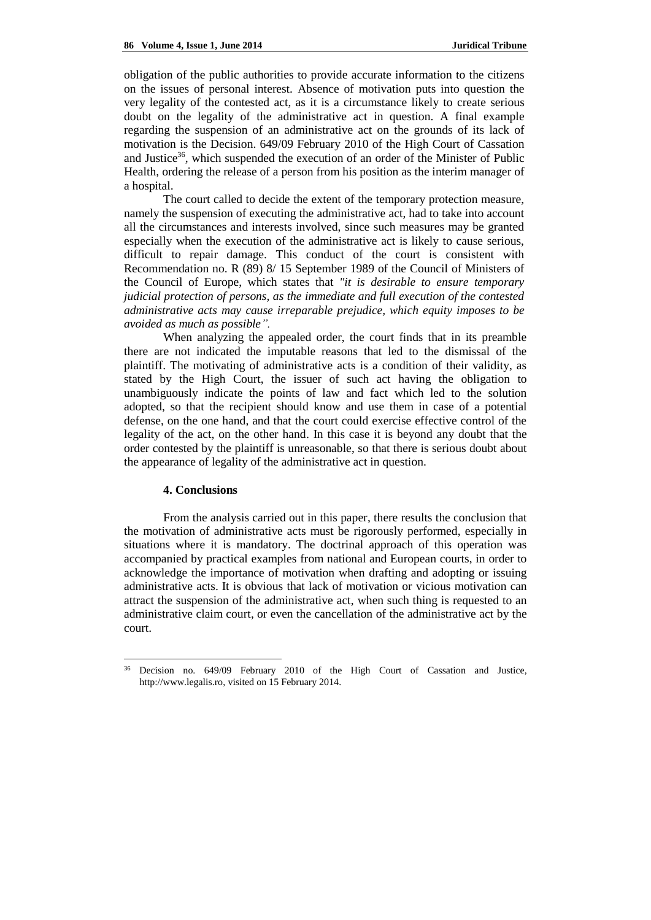obligation of the public authorities to provide accurate information to the citizens on the issues of personal interest. Absence of motivation puts into question the very legality of the contested act, as it is a circumstance likely to create serious doubt on the legality of the administrative act in question. A final example regarding the suspension of an administrative act on the grounds of its lack of motivation is the Decision. 649/09 February 2010 of the High Court of Cassation and Justice[36], which suspended the execution of an order of the Minister of Public Health, ordering the release of a person from his position as the interim manager of a hospital.

The court called to decide the extent of the temporary protection measure, namely the suspension of executing the administrative act, had to take into account all the circumstances and interests involved, since such measures may be granted especially when the execution of the administrative act is likely to cause serious, difficult to repair damage. This conduct of the court is consistent with Recommendation no. R (89) 8/ 15 September 1989 of the Council of Ministers of the Council of Europe, which states that *"it is desirable to ensure temporary judicial protection of persons, as the immediate and full execution of the contested administrative acts may cause irreparable prejudice, which equity imposes to be avoided as much as possible".*

When analyzing the appealed order, the court finds that in its preamble there are not indicated the imputable reasons that led to the dismissal of the plaintiff. The motivating of administrative acts is a condition of their validity, as stated by the High Court, the issuer of such act having the obligation to unambiguously indicate the points of law and fact which led to the solution adopted, so that the recipient should know and use them in case of a potential defense, on the one hand, and that the court could exercise effective control of the legality of the act, on the other hand. In this case it is beyond any doubt that the order contested by the plaintiff is unreasonable, so that there is serious doubt about the appearance of legality of the administrative act in question.

## 4. Conclusions

From the analysis carried out in this paper, there results the conclusion that the motivation of administrative acts must be rigorously performed, especially in situations where it is mandatory. The doctrinal approach of this operation was accompanied by practical examples from national and European courts, in order to acknowledge the importance of motivation when drafting and adopting or issuing administrative acts. It is obvious that lack of motivation or vicious motivation can attract the suspension of the administrative act, when such thing is requested to an administrative claim court, or even the cancellation of the administrative act by the court.

---

[36] Decision no. 649/09 February 2010 of the High Court of Cassation and Justice, http://www.legalis.ro, visited on 15 February 2014.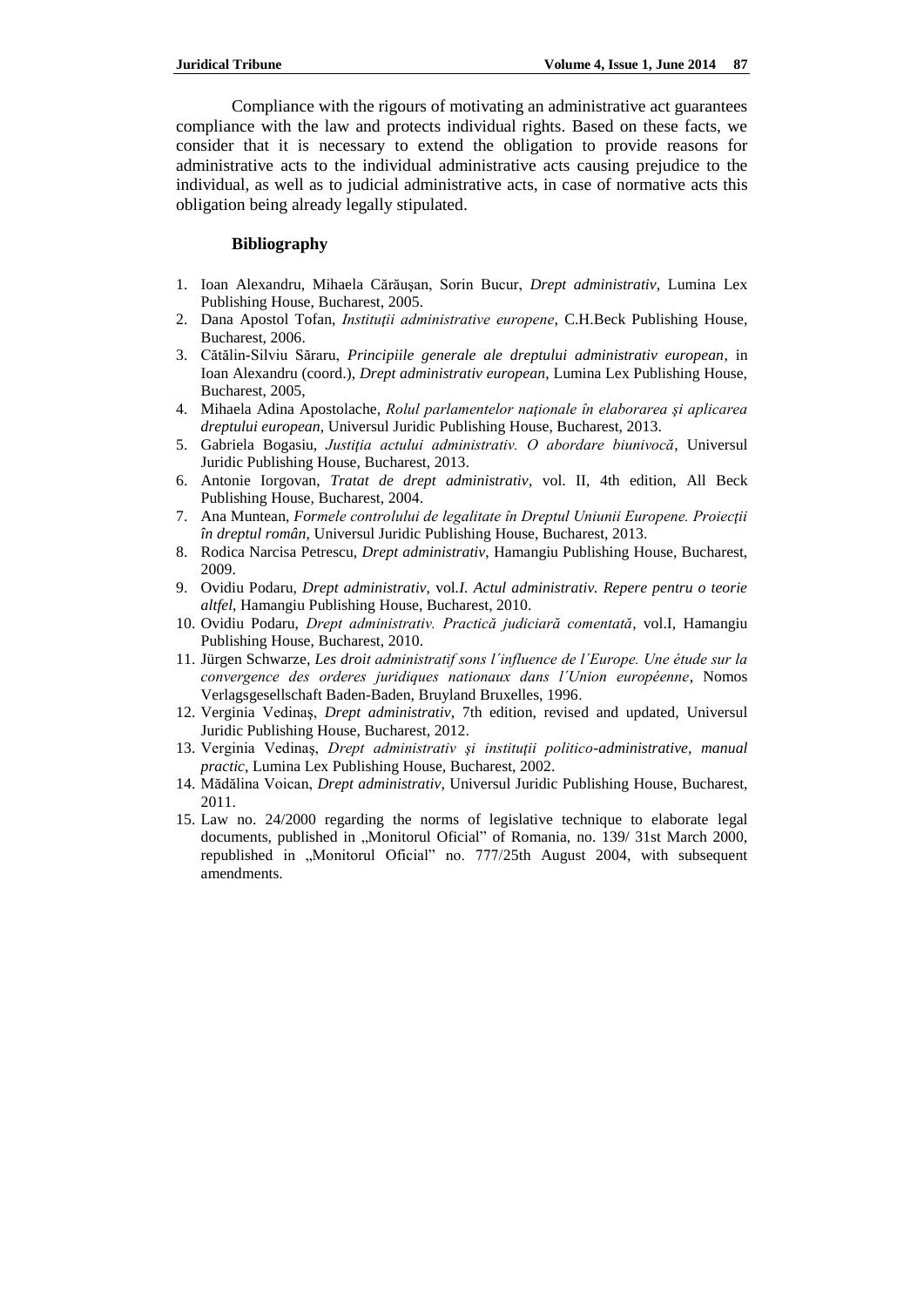Compliance with the rigours of motivating an administrative act guarantees compliance with the law and protects individual rights. Based on these facts, we consider that it is necessary to extend the obligation to provide reasons for administrative acts to the individual administrative acts causing prejudice to the individual, as well as to judicial administrative acts, in case of normative acts this obligation being already legally stipulated.

## Bibliography

1. Ioan Alexandru, Mihaela Cărăuşan, Sorin Bucur, *Drept administrativ*, Lumina Lex Publishing House, Bucharest, 2005.
2. Dana Apostol Tofan, *Instituţii administrative europene*, C.H.Beck Publishing House, Bucharest, 2006.
3. Cătălin-Silviu Săraru, *Principiile generale ale dreptului administrativ european*, in Ioan Alexandru (coord.), *Drept administrativ european*, Lumina Lex Publishing House, Bucharest, 2005,
4. Mihaela Adina Apostolache, *Rolul parlamentelor naționale în elaborarea şi aplicarea dreptului european*, Universul Juridic Publishing House, Bucharest, 2013.
5. Gabriela Bogasiu, *Justiţia actului administrativ. O abordare biunivocă*, Universul Juridic Publishing House, Bucharest, 2013.
6. Antonie Iorgovan, *Tratat de drept administrativ*, vol. II, 4th edition, All Beck Publishing House, Bucharest, 2004.
7. Ana Muntean, *Formele controlului de legalitate în Dreptul Uniunii Europene. Proiecţii în dreptul român*, Universul Juridic Publishing House, Bucharest, 2013.
8. Rodica Narcisa Petrescu, *Drept administrativ*, Hamangiu Publishing House, Bucharest, 2009.
9. Ovidiu Podaru, *Drept administrativ*, vol.*I. Actul administrativ. Repere pentru o teorie altfel*, Hamangiu Publishing House, Bucharest, 2010.
10. Ovidiu Podaru, *Drept administrativ. Practică judiciară comentată*, vol.I, Hamangiu Publishing House, Bucharest, 2010.
11. Jürgen Schwarze, *Les droit administratif sons l´influence de l´Europe. Une étude sur la convergence des orderes juridiques nationaux dans l´Union européenne*, Nomos Verlagsgesellschaft Baden-Baden, Bruyland Bruxelles, 1996.
12. Verginia Vedinaş, *Drept administrativ*, 7th edition, revised and updated, Universul Juridic Publishing House, Bucharest, 2012.
13. Verginia Vedinaş, *Drept administrativ şi instituţii politico-administrative, manual practic*, Lumina Lex Publishing House, Bucharest, 2002.
14. Mădălina Voican, *Drept administrativ*, Universul Juridic Publishing House, Bucharest, 2011.
15. Law no. 24/2000 regarding the norms of legislative technique to elaborate legal documents, published in „Monitorul Oficial" of Romania, no. 139/ 31st March 2000, republished in „Monitorul Oficial" no. 777/25th August 2004, with subsequent amendments.